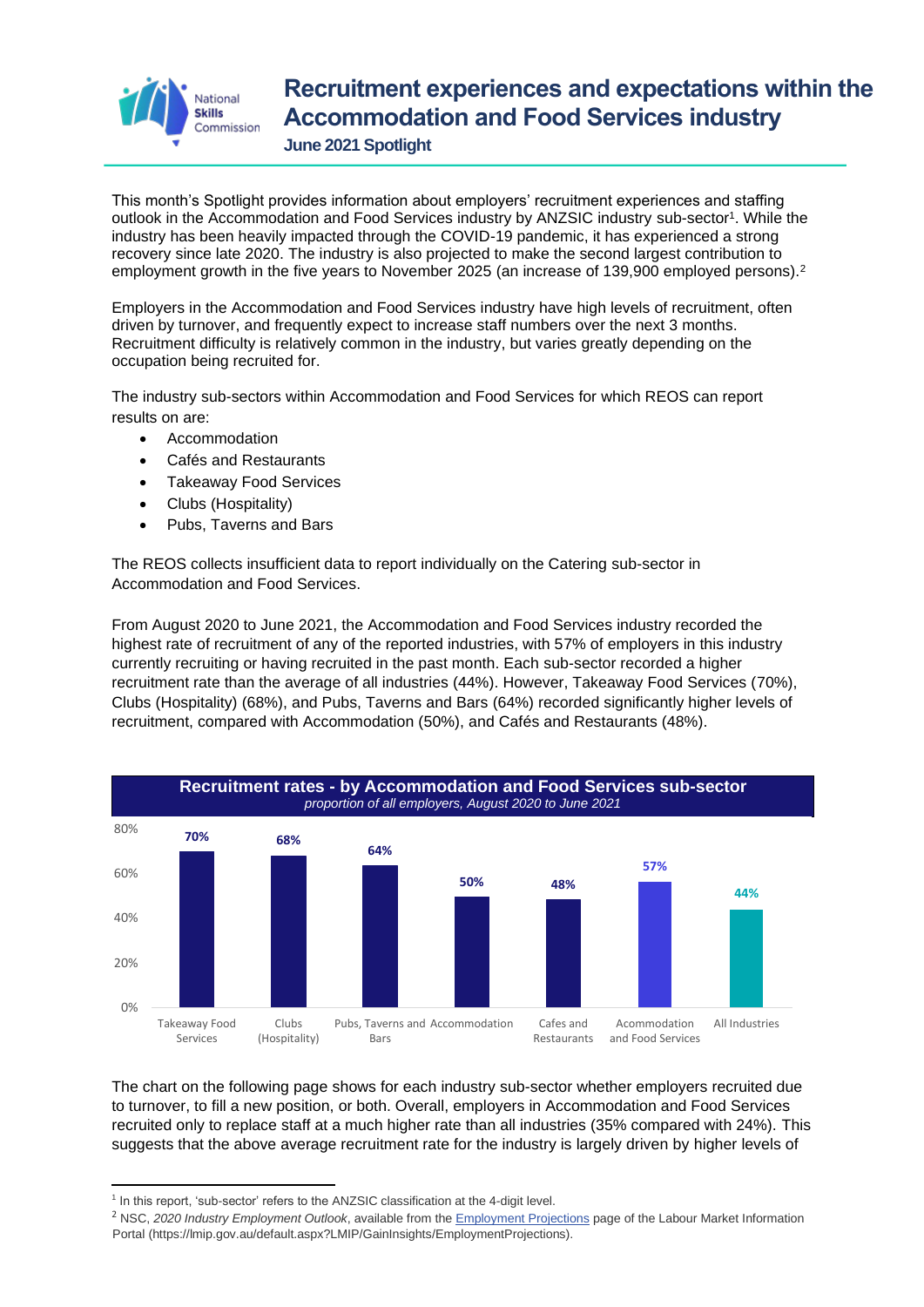# Recruitment experiences and expectations within the Accommodation and Food Services industry

### June 2021 Spotlight

This month's Spotlight provides information about employers' recruitment experiences and staffing outlook in the Accommodation and Food Services industry by ANZSIC industry sub-sector[1]. While the industry has been heavily impacted through the COVID-19 pandemic, it has experienced a strong recovery since late 2020. The industry is also projected to make the second largest contribution to employment growth in the five years to November 2025 (an increase of 139,900 employed persons).[2]

Employers in the Accommodation and Food Services industry have high levels of recruitment, often driven by turnover, and frequently expect to increase staff numbers over the next 3 months. Recruitment difficulty is relatively common in the industry, but varies greatly depending on the occupation being recruited for.

The industry sub-sectors within Accommodation and Food Services for which REOS can report results on are:

- Accommodation
- Cafés and Restaurants
- Takeaway Food Services
- Clubs (Hospitality)
- Pubs, Taverns and Bars

The REOS collects insufficient data to report individually on the Catering sub-sector in Accommodation and Food Services.

From August 2020 to June 2021, the Accommodation and Food Services industry recorded the highest rate of recruitment of any of the reported industries, with 57% of employers in this industry currently recruiting or having recruited in the past month. Each sub-sector recorded a higher recruitment rate than the average of all industries (44%). However, Takeaway Food Services (70%), Clubs (Hospitality) (68%), and Pubs, Taverns and Bars (64%) recorded significantly higher levels of recruitment, compared with Accommodation (50%), and Cafés and Restaurants (48%).

**Recruitment rates - by Accommodation and Food Services sub-sector**
*proportion of all employers, August 2020 to June 2021*

| Sub-sector | Recruitment rate |
|---|---|
| Takeaway Food Services | 70% |
| Clubs (Hospitality) | 68% |
| Pubs, Taverns and Bars | 64% |
| Accommodation | 50% |
| Cafes and Restaurants | 48% |
| Accommodation and Food Services | 57% |
| All Industries | 44% |

The chart on the following page shows for each industry sub-sector whether employers recruited due to turnover, to fill a new position, or both. Overall, employers in Accommodation and Food Services recruited only to replace staff at a much higher rate than all industries (35% compared with 24%). This suggests that the above average recruitment rate for the industry is largely driven by higher levels of

---

[1] In this report, 'sub-sector' refers to the ANZSIC classification at the 4-digit level.

[2] NSC, *2020 Industry Employment Outlook*, available from the Employment Projections page of the Labour Market Information Portal (https://lmip.gov.au/default.aspx?LMIP/GainInsights/EmploymentProjections).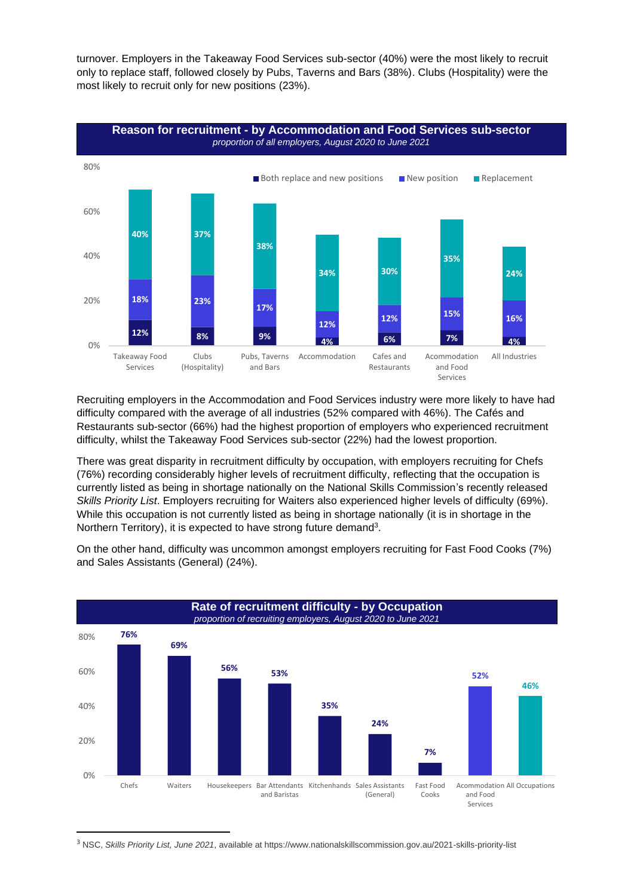turnover. Employers in the Takeaway Food Services sub-sector (40%) were the most likely to recruit only to replace staff, followed closely by Pubs, Taverns and Bars (38%). Clubs (Hospitality) were the most likely to recruit only for new positions (23%).

**Reason for recruitment - by Accommodation and Food Services sub-sector**
*proportion of all employers, August 2020 to June 2021*

| Sub-sector | Both replace and new positions | New position | Replacement |
|---|---|---|---|
| Takeaway Food Services | 12% | 18% | 40% |
| Clubs (Hospitality) | 8% | 23% | 37% |
| Pubs, Taverns and Bars | 9% | 17% | 38% |
| Accommodation | 4% | 12% | 34% |
| Cafes and Restaurants | 6% | 12% | 30% |
| Acommodation and Food Services | 7% | 15% | 35% |
| All Industries | 4% | 16% | 24% |

Recruiting employers in the Accommodation and Food Services industry were more likely to have had difficulty compared with the average of all industries (52% compared with 46%). The Cafés and Restaurants sub-sector (66%) had the highest proportion of employers who experienced recruitment difficulty, whilst the Takeaway Food Services sub-sector (22%) had the lowest proportion.

There was great disparity in recruitment difficulty by occupation, with employers recruiting for Chefs (76%) recording considerably higher levels of recruitment difficulty, reflecting that the occupation is currently listed as being in shortage nationally on the National Skills Commission's recently released *Skills Priority List*. Employers recruiting for Waiters also experienced higher levels of difficulty (69%). While this occupation is not currently listed as being in shortage nationally (it is in shortage in the Northern Territory), it is expected to have strong future demand[3].

On the other hand, difficulty was uncommon amongst employers recruiting for Fast Food Cooks (7%) and Sales Assistants (General) (24%).

**Rate of recruitment difficulty - by Occupation**
*proportion of recruiting employers, August 2020 to June 2021*

| Occupation | Rate of recruitment difficulty |
|---|---|
| Chefs | 76% |
| Waiters | 69% |
| Housekeepers | 56% |
| Bar Attendants and Baristas | 53% |
| Kitchenhands | 35% |
| Sales Assistants (General) | 24% |
| Fast Food Cooks | 7% |
| Acommodation and Food Services | 52% |
| All Occupations | 46% |

---

[3] NSC, *Skills Priority List, June 2021*, available at https://www.nationalskillscommission.gov.au/2021-skills-priority-list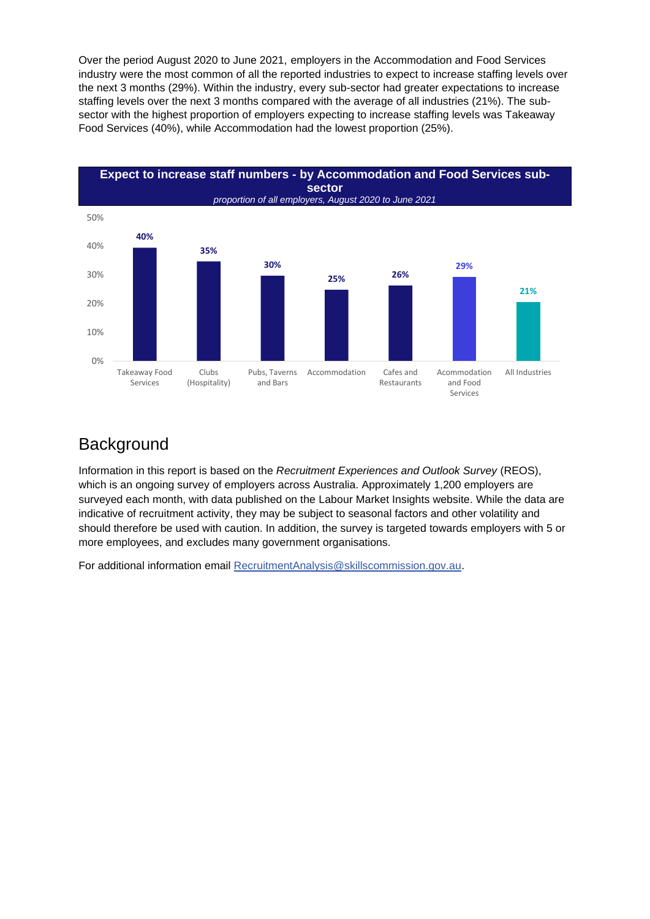Over the period August 2020 to June 2021, employers in the Accommodation and Food Services industry were the most common of all the reported industries to expect to increase staffing levels over the next 3 months (29%). Within the industry, every sub-sector had greater expectations to increase staffing levels over the next 3 months compared with the average of all industries (21%). The sub-sector with the highest proportion of employers expecting to increase staffing levels was Takeaway Food Services (40%), while Accommodation had the lowest proportion (25%).

**Expect to increase staff numbers - by Accommodation and Food Services sub-sector**

*proportion of all employers, August 2020 to June 2021*

50%
40%
30%
20%
10%
0%

40% Takeaway Food Services
35% Clubs (Hospitality)
30% Pubs, Taverns and Bars
25% Accommodation
26% Cafes and Restaurants
29% Acommodation and Food Services
21% All Industries

## Background

Information in this report is based on the *Recruitment Experiences and Outlook Survey* (REOS), which is an ongoing survey of employers across Australia. Approximately 1,200 employers are surveyed each month, with data published on the Labour Market Insights website. While the data are indicative of recruitment activity, they may be subject to seasonal factors and other volatility and should therefore be used with caution. In addition, the survey is targeted towards employers with 5 or more employees, and excludes many government organisations.

For additional information email RecruitmentAnalysis@skillscommission.gov.au.